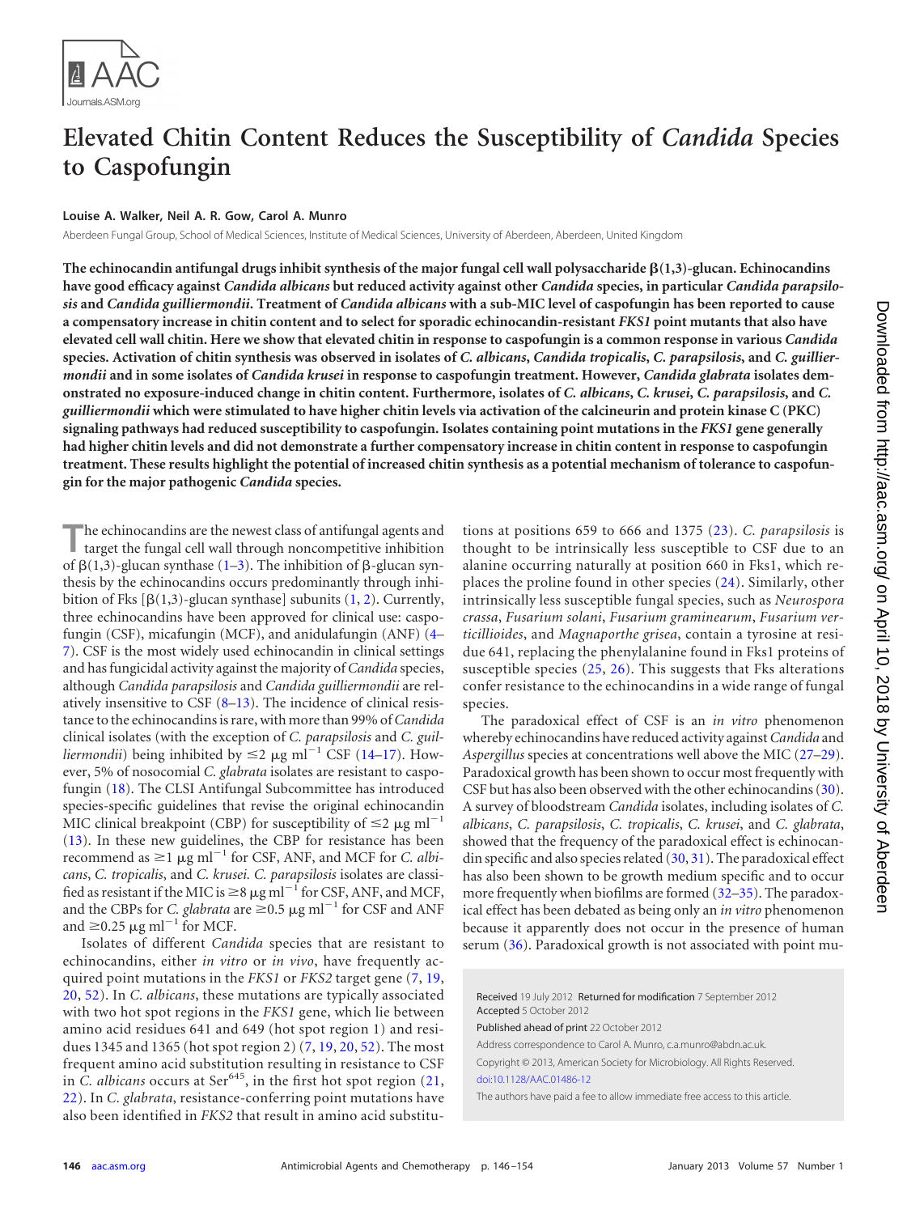# Elevated Chitin Content Reduces the Susceptibility of *Candida* Species to Caspofungin

**Louise A. Walker, Neil A. R. Gow, Carol A. Munro**

Aberdeen Fungal Group, School of Medical Sciences, Institute of Medical Sciences, University of Aberdeen, Aberdeen, United Kingdom

**The echinocandin antifungal drugs inhibit synthesis of the major fungal cell wall polysaccharide β(1,3)-glucan. Echinocandins have good efficacy against *Candida albicans* but reduced activity against other *Candida* species, in particular *Candida parapsilosis* and *Candida guilliermondii*. Treatment of *Candida albicans* with a sub-MIC level of caspofungin has been reported to cause a compensatory increase in chitin content and to select for sporadic echinocandin-resistant *FKS1* point mutants that also have elevated cell wall chitin. Here we show that elevated chitin in response to caspofungin is a common response in various *Candida* species. Activation of chitin synthesis was observed in isolates of *C. albicans*, *Candida tropicalis*, *C. parapsilosis*, and *C. guilliermondii* and in some isolates of *Candida krusei* in response to caspofungin treatment. However, *Candida glabrata* isolates demonstrated no exposure-induced change in chitin content. Furthermore, isolates of *C. albicans*, *C. krusei*, *C. parapsilosis*, and *C. guilliermondii* which were stimulated to have higher chitin levels via activation of the calcineurin and protein kinase C (PKC) signaling pathways had reduced susceptibility to caspofungin. Isolates containing point mutations in the *FKS1* gene generally had higher chitin levels and did not demonstrate a further compensatory increase in chitin content in response to caspofungin treatment. These results highlight the potential of increased chitin synthesis as a potential mechanism of tolerance to caspofungin for the major pathogenic *Candida* species.**

The echinocandins are the newest class of antifungal agents and target the fungal cell wall through noncompetitive inhibition of β(1,3)-glucan synthase (1–3). The inhibition of β-glucan synthesis by the echinocandins occurs predominantly through inhibition of Fks [β(1,3)-glucan synthase] subunits (1, 2). Currently, three echinocandins have been approved for clinical use: caspofungin (CSF), micafungin (MCF), and anidulafungin (ANF) (4–7). CSF is the most widely used echinocandin in clinical settings and has fungicidal activity against the majority of *Candida* species, although *Candida parapsilosis* and *Candida guilliermondii* are relatively insensitive to CSF (8–13). The incidence of clinical resistance to the echinocandins is rare, with more than 99% of *Candida* clinical isolates (with the exception of *C. parapsilosis* and *C. guilliermondii*) being inhibited by ≤2 μg ml$^{-1}$ CSF (14–17). However, 5% of nosocomial *C. glabrata* isolates are resistant to caspofungin (18). The CLSI Antifungal Subcommittee has introduced species-specific guidelines that revise the original echinocandin MIC clinical breakpoint (CBP) for susceptibility of ≤2 μg ml$^{-1}$ (13). In these new guidelines, the CBP for resistance has been recommend as ≥1 μg ml$^{-1}$ for CSF, ANF, and MCF for *C. albicans*, *C. tropicalis*, and *C. krusei*. *C. parapsilosis* isolates are classified as resistant if the MIC is ≥8 μg ml$^{-1}$ for CSF, ANF, and MCF, and the CBPs for *C. glabrata* are ≥0.5 μg ml$^{-1}$ for CSF and ANF and ≥0.25 μg ml$^{-1}$ for MCF.

Isolates of different *Candida* species that are resistant to echinocandins, either *in vitro* or *in vivo*, have frequently acquired point mutations in the *FKS1* or *FKS2* target gene (7, 19, 20, 52). In *C. albicans*, these mutations are typically associated with two hot spot regions in the *FKS1* gene, which lie between amino acid residues 641 and 649 (hot spot region 1) and residues 1345 and 1365 (hot spot region 2) (7, 19, 20, 52). The most frequent amino acid substitution resulting in resistance to CSF in *C. albicans* occurs at Ser$^{645}$, in the first hot spot region (21, 22). In *C. glabrata*, resistance-conferring point mutations have also been identified in *FKS2* that result in amino acid substitutions at positions 659 to 666 and 1375 (23). *C. parapsilosis* is thought to be intrinsically less susceptible to CSF due to an alanine occurring naturally at position 660 in Fks1, which replaces the proline found in other species (24). Similarly, other intrinsically less susceptible fungal species, such as *Neurospora crassa*, *Fusarium solani*, *Fusarium graminearum*, *Fusarium verticillioides*, and *Magnaporthe grisea*, contain a tyrosine at residue 641, replacing the phenylalanine found in Fks1 proteins of susceptible species (25, 26). This suggests that Fks alterations confer resistance to the echinocandins in a wide range of fungal species.

The paradoxical effect of CSF is an *in vitro* phenomenon whereby echinocandins have reduced activity against *Candida* and *Aspergillus* species at concentrations well above the MIC (27–29). Paradoxical growth has been shown to occur most frequently with CSF but has also been observed with the other echinocandins (30). A survey of bloodstream *Candida* isolates, including isolates of *C. albicans*, *C. parapsilosis*, *C. tropicalis*, *C. krusei*, and *C. glabrata*, showed that the frequency of the paradoxical effect is echinocandin specific and also species related (30, 31). The paradoxical effect has also been shown to be growth medium specific and to occur more frequently when biofilms are formed (32–35). The paradoxical effect has been debated as being only an *in vitro* phenomenon because it apparently does not occur in the presence of human serum (36). Paradoxical growth is not associated with point mu-

Received 19 July 2012 Returned for modification 7 September 2012 Accepted 5 October 2012

Published ahead of print 22 October 2012

Address correspondence to Carol A. Munro, c.a.munro@abdn.ac.uk.

Copyright © 2013, American Society for Microbiology. All Rights Reserved.

doi:10.1128/AAC.01486-12

The authors have paid a fee to allow immediate free access to this article.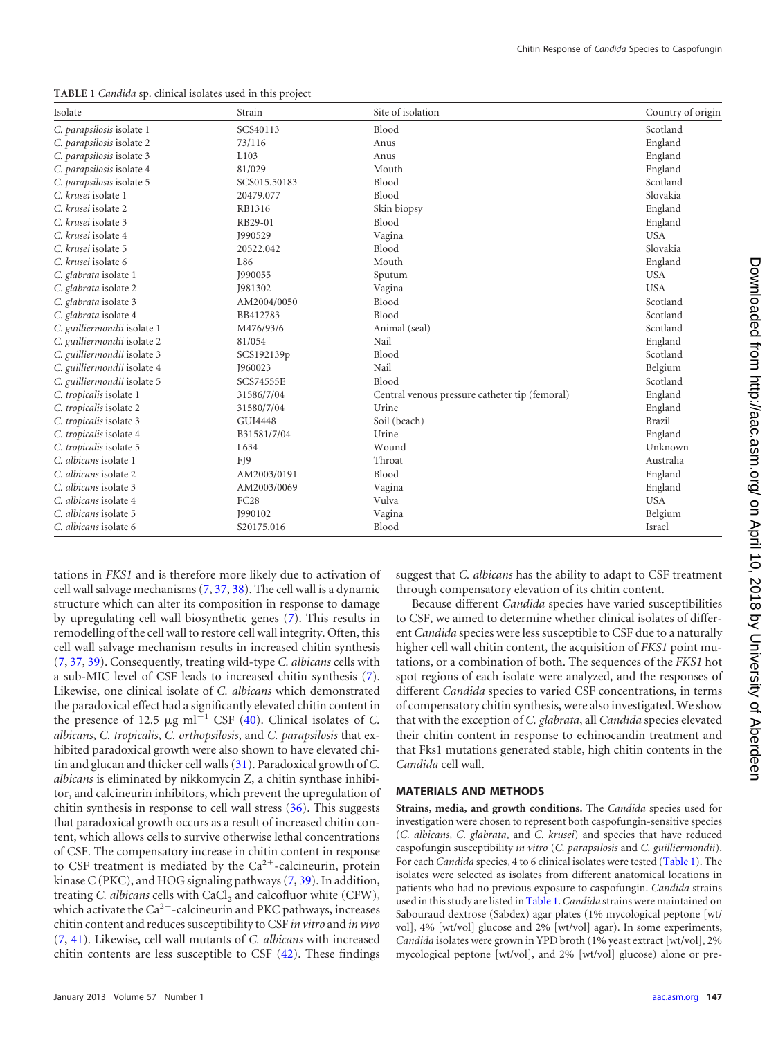TABLE 1 *Candida* sp. clinical isolates used in this project

| Isolate | Strain | Site of isolation | Country of origin |
|---|---|---|---|
| *C. parapsilosis* isolate 1 | SCS40113 | Blood | Scotland |
| *C. parapsilosis* isolate 2 | 73/116 | Anus | England |
| *C. parapsilosis* isolate 3 | L103 | Anus | England |
| *C. parapsilosis* isolate 4 | 81/029 | Mouth | England |
| *C. parapsilosis* isolate 5 | SCS015.50183 | Blood | Scotland |
| *C. krusei* isolate 1 | 20479.077 | Blood | Slovakia |
| *C. krusei* isolate 2 | RB1316 | Skin biopsy | England |
| *C. krusei* isolate 3 | RB29-01 | Blood | England |
| *C. krusei* isolate 4 | J990529 | Vagina | USA |
| *C. krusei* isolate 5 | 20522.042 | Blood | Slovakia |
| *C. krusei* isolate 6 | L86 | Mouth | England |
| *C. glabrata* isolate 1 | J990055 | Sputum | USA |
| *C. glabrata* isolate 2 | J981302 | Vagina | USA |
| *C. glabrata* isolate 3 | AM2004/0050 | Blood | Scotland |
| *C. glabrata* isolate 4 | BB412783 | Blood | Scotland |
| *C. guilliermondii* isolate 1 | M476/93/6 | Animal (seal) | Scotland |
| *C. guilliermondii* isolate 2 | 81/054 | Nail | England |
| *C. guilliermondii* isolate 3 | SCS192139p | Blood | Scotland |
| *C. guilliermondii* isolate 4 | J960023 | Nail | Belgium |
| *C. guilliermondii* isolate 5 | SCS74555E | Blood | Scotland |
| *C. tropicalis* isolate 1 | 31586/7/04 | Central venous pressure catheter tip (femoral) | England |
| *C. tropicalis* isolate 2 | 31580/7/04 | Urine | England |
| *C. tropicalis* isolate 3 | GUI4448 | Soil (beach) | Brazil |
| *C. tropicalis* isolate 4 | B31581/7/04 | Urine | England |
| *C. tropicalis* isolate 5 | L634 | Wound | Unknown |
| *C. albicans* isolate 1 | FJ9 | Throat | Australia |
| *C. albicans* isolate 2 | AM2003/0191 | Blood | England |
| *C. albicans* isolate 3 | AM2003/0069 | Vagina | England |
| *C. albicans* isolate 4 | FC28 | Vulva | USA |
| *C. albicans* isolate 5 | J990102 | Vagina | Belgium |
| *C. albicans* isolate 6 | S20175.016 | Blood | Israel |

tations in *FKS1* and is therefore more likely due to activation of cell wall salvage mechanisms (7, 37, 38). The cell wall is a dynamic structure which can alter its composition in response to damage by upregulating cell wall biosynthetic genes (7). This results in remodelling of the cell wall to restore cell wall integrity. Often, this cell wall salvage mechanism results in increased chitin synthesis (7, 37, 39). Consequently, treating wild-type *C. albicans* cells with a sub-MIC level of CSF leads to increased chitin synthesis (7). Likewise, one clinical isolate of *C. albicans* which demonstrated the paradoxical effect had a significantly elevated chitin content in the presence of 12.5 $\mu$g ml$^{-1}$ CSF (40). Clinical isolates of *C. albicans*, *C. tropicalis*, *C. orthopsilosis*, and *C. parapsilosis* that exhibited paradoxical growth were also shown to have elevated chitin and glucan and thicker cell walls (31). Paradoxical growth of *C. albicans* is eliminated by nikkomycin Z, a chitin synthase inhibitor, and calcineurin inhibitors, which prevent the upregulation of chitin synthesis in response to cell wall stress (36). This suggests that paradoxical growth occurs as a result of increased chitin content, which allows cells to survive otherwise lethal concentrations of CSF. The compensatory increase in chitin content in response to CSF treatment is mediated by the $Ca^{2+}$-calcineurin, protein kinase C (PKC), and HOG signaling pathways (7, 39). In addition, treating *C. albicans* cells with $CaCl_2$ and calcofluor white (CFW), which activate the $Ca^{2+}$-calcineurin and PKC pathways, increases chitin content and reduces susceptibility to CSF *in vitro* and *in vivo* (7, 41). Likewise, cell wall mutants of *C. albicans* with increased chitin contents are less susceptible to CSF (42). These findings suggest that *C. albicans* has the ability to adapt to CSF treatment through compensatory elevation of its chitin content.

Because different *Candida* species have varied susceptibilities to CSF, we aimed to determine whether clinical isolates of different *Candida* species were less susceptible to CSF due to a naturally higher cell wall chitin content, the acquisition of *FKS1* point mutations, or a combination of both. The sequences of the *FKS1* hot spot regions of each isolate were analyzed, and the responses of different *Candida* species to varied CSF concentrations, in terms of compensatory chitin synthesis, were also investigated. We show that with the exception of *C. glabrata*, all *Candida* species elevated their chitin content in response to echinocandin treatment and that Fks1 mutations generated stable, high chitin contents in the *Candida* cell wall.

## MATERIALS AND METHODS

**Strains, media, and growth conditions.** The *Candida* species used for investigation were chosen to represent both caspofungin-sensitive species (*C. albicans*, *C. glabrata*, and *C. krusei*) and species that have reduced caspofungin susceptibility *in vitro* (*C. parapsilosis* and *C. guilliermondii*). For each *Candida* species, 4 to 6 clinical isolates were tested (Table 1). The isolates were selected as isolates from different anatomical locations in patients who had no previous exposure to caspofungin. *Candida* strains used in this study are listed in Table 1. *Candida* strains were maintained on Sabouraud dextrose (Sabdex) agar plates (1% mycological peptone [wt/vol], 4% [wt/vol] glucose and 2% [wt/vol] agar). In some experiments, *Candida* isolates were grown in YPD broth (1% yeast extract [wt/vol], 2% mycological peptone [wt/vol], and 2% [wt/vol] glucose) alone or pre-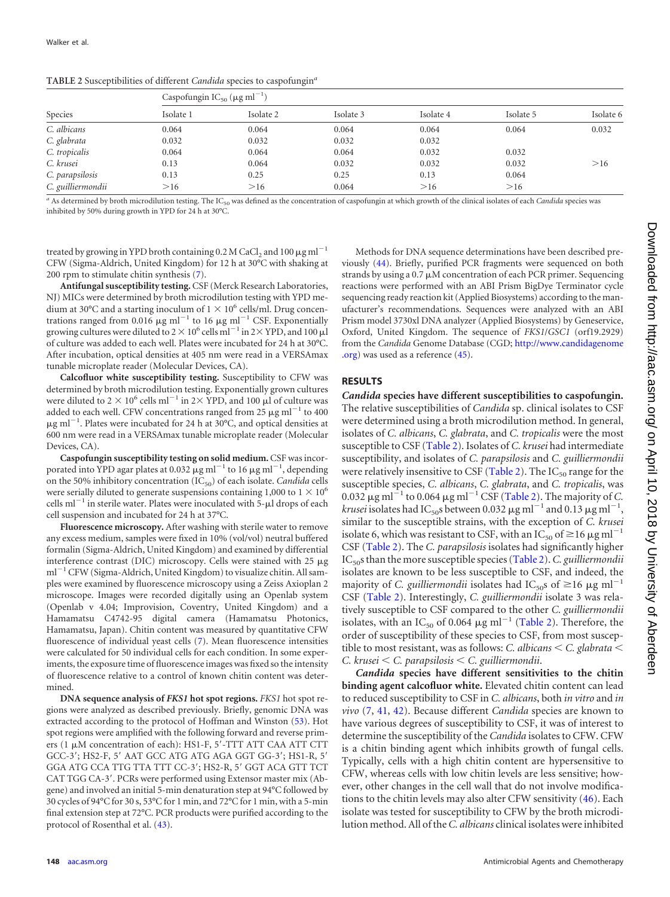**TABLE 2** Susceptibilities of different *Candida* species to caspofungin[a]

| Species | Caspofungin $IC_{50}$ ($\mu g\ ml^{-1}$) | | | | | |
|---|---|---|---|---|---|---|
| | Isolate 1 | Isolate 2 | Isolate 3 | Isolate 4 | Isolate 5 | Isolate 6 |
| *C. albicans* | 0.064 | 0.064 | 0.064 | 0.064 | 0.064 | 0.032 |
| *C. glabrata* | 0.032 | 0.032 | 0.032 | 0.032 | | |
| *C. tropicalis* | 0.064 | 0.064 | 0.064 | 0.032 | 0.032 | |
| *C. krusei* | 0.13 | 0.064 | 0.032 | 0.032 | 0.032 | >16 |
| *C. parapsilosis* | 0.13 | 0.25 | 0.25 | 0.13 | 0.064 | |
| *C. guilliermondii* | >16 | >16 | 0.064 | >16 | >16 | |

[a] As determined by broth microdilution testing. The $IC_{50}$ was defined as the concentration of caspofungin at which growth of the clinical isolates of each *Candida* species was inhibited by 50% during growth in YPD for 24 h at 30°C.

treated by growing in YPD broth containing 0.2 M $CaCl_2$ and 100 $\mu g\ ml^{-1}$ CFW (Sigma-Aldrich, United Kingdom) for 12 h at 30°C with shaking at 200 rpm to stimulate chitin synthesis (7).

**Antifungal susceptibility testing.** CSF (Merck Research Laboratories, NJ) MICs were determined by broth microdilution testing with YPD medium at 30°C and a starting inoculum of $1 \times 10^6$ cells/ml. Drug concentrations ranged from 0.016 $\mu g\ ml^{-1}$ to 16 $\mu g\ ml^{-1}$ CSF. Exponentially growing cultures were diluted to $2 \times 10^6$ cells $ml^{-1}$ in 2× YPD, and 100 $\mu l$ of culture was added to each well. Plates were incubated for 24 h at 30°C. After incubation, optical densities at 405 nm were read in a VERSAmax tunable microplate reader (Molecular Devices, CA).

**Calcofluor white susceptibility testing.** Susceptibility to CFW was determined by broth microdilution testing. Exponentially grown cultures were diluted to $2 \times 10^6$ cells $ml^{-1}$ in 2× YPD, and 100 $\mu l$ of culture was added to each well. CFW concentrations ranged from 25 $\mu g\ ml^{-1}$ to 400 $\mu g\ ml^{-1}$. Plates were incubated for 24 h at 30°C, and optical densities at 600 nm were read in a VERSAmax tunable microplate reader (Molecular Devices, CA).

**Caspofungin susceptibility testing on solid medium.** CSF was incorporated into YPD agar plates at 0.032 $\mu g\ ml^{-1}$ to 16 $\mu g\ ml^{-1}$, depending on the 50% inhibitory concentration ($IC_{50}$) of each isolate. *Candida* cells were serially diluted to generate suspensions containing 1,000 to $1 \times 10^6$ cells $ml^{-1}$ in sterile water. Plates were inoculated with 5-$\mu l$ drops of each cell suspension and incubated for 24 h at 37°C.

**Fluorescence microscopy.** After washing with sterile water to remove any excess medium, samples were fixed in 10% (vol/vol) neutral buffered formalin (Sigma-Aldrich, United Kingdom) and examined by differential interference contrast (DIC) microscopy. Cells were stained with 25 $\mu g\ ml^{-1}$ CFW (Sigma-Aldrich, United Kingdom) to visualize chitin. All samples were examined by fluorescence microscopy using a Zeiss Axioplan 2 microscope. Images were recorded digitally using an Openlab system (Openlab v 4.04; Improvision, Coventry, United Kingdom) and a Hamamatsu C4742-95 digital camera (Hamamatsu Photonics, Hamamatsu, Japan). Chitin content was measured by quantitative CFW fluorescence of individual yeast cells (7). Mean fluorescence intensities were calculated for 50 individual cells for each condition. In some experiments, the exposure time of fluorescence images was fixed so the intensity of fluorescence relative to a control of known chitin content was determined.

**DNA sequence analysis of *FKS1* hot spot regions.** *FKS1* hot spot regions were analyzed as described previously. Briefly, genomic DNA was extracted according to the protocol of Hoffman and Winston (53). Hot spot regions were amplified with the following forward and reverse primers (1 $\mu M$ concentration of each): HS1-F, 5′-TTT ATT CAA ATT CTT GCC-3′; HS2-F, 5′ AAT GCC ATG ATG AGA GGT GG-3′; HS1-R, 5′ GGA ATG CCA TTG TTA TTT CC-3′; HS2-R, 5′ GGT ACA GTT TCT CAT TGG CA-3′. PCRs were performed using Extensor master mix (Abgene) and involved an initial 5-min denaturation step at 94°C followed by 30 cycles of 94°C for 30 s, 53°C for 1 min, and 72°C for 1 min, with a 5-min final extension step at 72°C. PCR products were purified according to the protocol of Rosenthal et al. (43).

Methods for DNA sequence determinations have been described previously (44). Briefly, purified PCR fragments were sequenced on both strands by using a 0.7 $\mu M$ concentration of each PCR primer. Sequencing reactions were performed with an ABI Prism BigDye Terminator cycle sequencing ready reaction kit (Applied Biosystems) according to the manufacturer's recommendations. Sequences were analyzed with an ABI Prism model 3730xl DNA analyzer (Applied Biosystems) by Geneservice, Oxford, United Kingdom. The sequence of *FKS1*/*GSC1* (orf19.2929) from the *Candida* Genome Database (CGD; http://www.candidagenome.org) was used as a reference (45).

## RESULTS

***Candida* species have different susceptibilities to caspofungin.** The relative susceptibilities of *Candida* sp. clinical isolates to CSF were determined using a broth microdilution method. In general, isolates of *C. albicans*, *C. glabrata*, and *C. tropicalis* were the most susceptible to CSF (Table 2). Isolates of *C. krusei* had intermediate susceptibility, and isolates of *C. parapsilosis* and *C. guilliermondii* were relatively insensitive to CSF (Table 2). The $IC_{50}$ range for the susceptible species, *C. albicans*, *C. glabrata*, and *C. tropicalis*, was 0.032 $\mu g\ ml^{-1}$ to 0.064 $\mu g\ ml^{-1}$ CSF (Table 2). The majority of *C. krusei* isolates had $IC_{50}$s between 0.032 $\mu g\ ml^{-1}$ and 0.13 $\mu g\ ml^{-1}$, similar to the susceptible strains, with the exception of *C. krusei* isolate 6, which was resistant to CSF, with an $IC_{50}$ of ≥16 $\mu g\ ml^{-1}$ CSF (Table 2). The *C. parapsilosis* isolates had significantly higher $IC_{50}$s than the more susceptible species (Table 2). *C. guilliermondii* isolates are known to be less susceptible to CSF, and indeed, the majority of *C. guilliermondii* isolates had $IC_{50}$s of ≥16 $\mu g\ ml^{-1}$ CSF (Table 2). Interestingly, *C. guilliermondii* isolate 3 was relatively susceptible to CSF compared to the other *C. guilliermondii* isolates, with an $IC_{50}$ of 0.064 $\mu g\ ml^{-1}$ (Table 2). Therefore, the order of susceptibility of these species to CSF, from most susceptible to most resistant, was as follows: *C. albicans* < *C. glabrata* < *C. krusei* < *C. parapsilosis* < *C. guilliermondii*.

***Candida* species have different sensitivities to the chitin binding agent calcofluor white.** Elevated chitin content can lead to reduced susceptibility to CSF in *C. albicans*, both *in vitro* and *in vivo* (7, 41, 42). Because different *Candida* species are known to have various degrees of susceptibility to CSF, it was of interest to determine the susceptibility of the *Candida* isolates to CFW. CFW is a chitin binding agent which inhibits growth of fungal cells. Typically, cells with a high chitin content are hypersensitive to CFW, whereas cells with low chitin levels are less sensitive; however, other changes in the cell wall that do not involve modifications to the chitin levels may also alter CFW sensitivity (46). Each isolate was tested for susceptibility to CFW by the broth microdilution method. All of the *C. albicans* clinical isolates were inhibited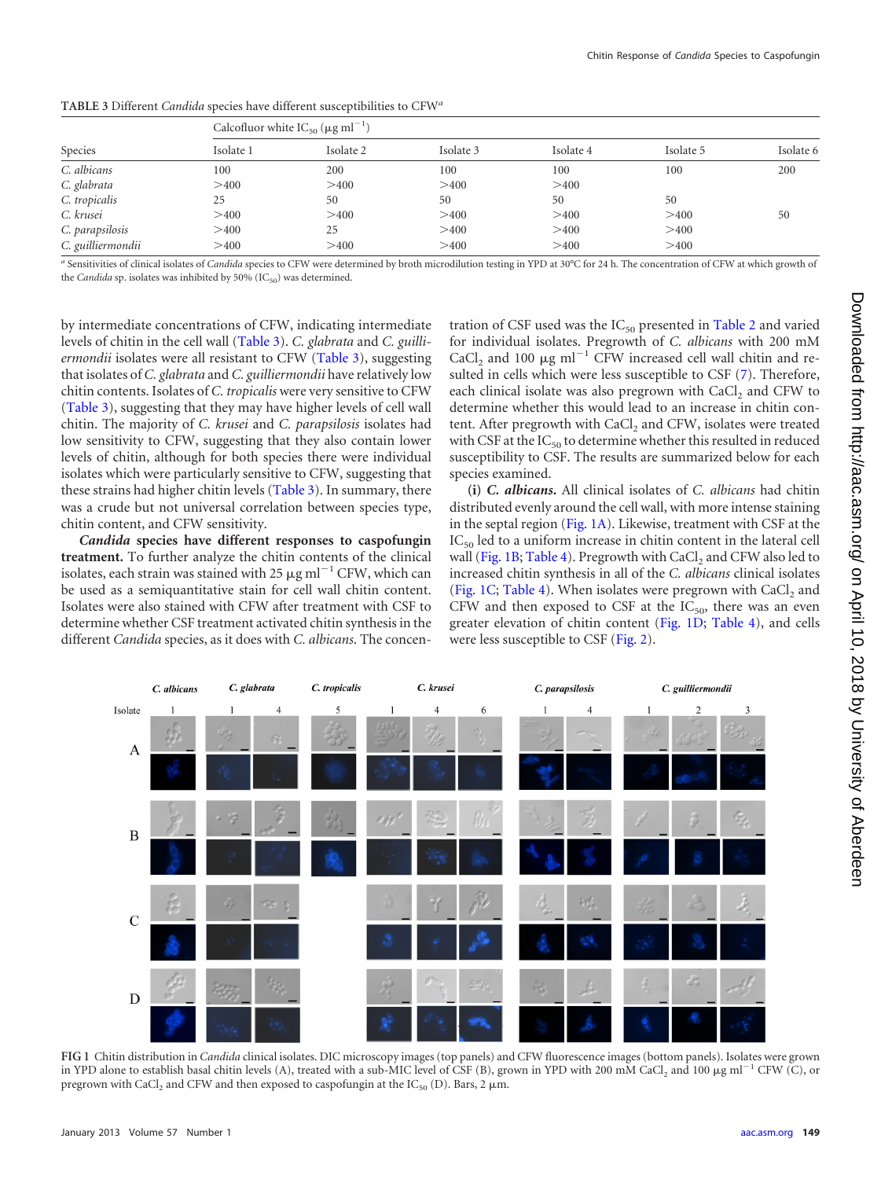**TABLE 3** Different *Candida* species have different susceptibilities to CFW[a]

| Species | Calcofluor white $IC_{50}$ ($\mu g\ ml^{-1}$) | | | | | |
|---|---|---|---|---|---|---|
| | Isolate 1 | Isolate 2 | Isolate 3 | Isolate 4 | Isolate 5 | Isolate 6 |
| *C. albicans* | 100 | 200 | 100 | 100 | 100 | 200 |
| *C. glabrata* | >400 | >400 | >400 | >400 | | |
| *C. tropicalis* | 25 | 50 | 50 | 50 | 50 | |
| *C. krusei* | >400 | >400 | >400 | >400 | >400 | 50 |
| *C. parapsilosis* | >400 | 25 | >400 | >400 | >400 | |
| *C. guilliermondii* | >400 | >400 | >400 | >400 | >400 | |

[a] Sensitivities of clinical isolates of *Candida* species to CFW were determined by broth microdilution testing in YPD at 30°C for 24 h. The concentration of CFW at which growth of the *Candida* sp. isolates was inhibited by 50% ($IC_{50}$) was determined.

by intermediate concentrations of CFW, indicating intermediate levels of chitin in the cell wall (Table 3). *C. glabrata* and *C. guilliermondii* isolates were all resistant to CFW (Table 3), suggesting that isolates of *C. glabrata* and *C. guilliermondii* have relatively low chitin contents. Isolates of *C. tropicalis* were very sensitive to CFW (Table 3), suggesting that they may have higher levels of cell wall chitin. The majority of *C. krusei* and *C. parapsilosis* isolates had low sensitivity to CFW, suggesting that they also contain lower levels of chitin, although for both species there were individual isolates which were particularly sensitive to CFW, suggesting that these strains had higher chitin levels (Table 3). In summary, there was a crude but not universal correlation between species type, chitin content, and CFW sensitivity.

***Candida* species have different responses to caspofungin treatment.** To further analyze the chitin contents of the clinical isolates, each strain was stained with 25 $\mu g\ ml^{-1}$ CFW, which can be used as a semiquantitative stain for cell wall chitin content. Isolates were also stained with CFW after treatment with CSF to determine whether CSF treatment activated chitin synthesis in the different *Candida* species, as it does with *C. albicans*. The concentration of CSF used was the $IC_{50}$ presented in Table 2 and varied for individual isolates. Pregrowth of *C. albicans* with 200 mM $CaCl_2$ and 100 $\mu g\ ml^{-1}$ CFW increased cell wall chitin and resulted in cells which were less susceptible to CSF (7). Therefore, each clinical isolate was also pregrown with $CaCl_2$ and CFW to determine whether this would lead to an increase in chitin content. After pregrowth with $CaCl_2$ and CFW, isolates were treated with CSF at the $IC_{50}$ to determine whether this resulted in reduced susceptibility to CSF. The results are summarized below for each species examined.

**(i)** ***C. albicans.*** All clinical isolates of *C. albicans* had chitin distributed evenly around the cell wall, with more intense staining in the septal region (Fig. 1A). Likewise, treatment with CSF at the $IC_{50}$ led to a uniform increase in chitin content in the lateral cell wall (Fig. 1B; Table 4). Pregrowth with $CaCl_2$ and CFW also led to increased chitin synthesis in all of the *C. albicans* clinical isolates (Fig. 1C; Table 4). When isolates were pregrown with $CaCl_2$ and CFW and then exposed to CSF at the $IC_{50}$, there was an even greater elevation of chitin content (Fig. 1D; Table 4), and cells were less susceptible to CSF (Fig. 2).

FIG 1 Chitin distribution in *Candida* clinical isolates. DIC microscopy images (top panels) and CFW fluorescence images (bottom panels). Isolates were grown in YPD alone to establish basal chitin levels (A), treated with a sub-MIC level of CSF (B), grown in YPD with 200 mM $CaCl_2$ and 100 $\mu g\ ml^{-1}$ CFW (C), or pregrown with $CaCl_2$ and CFW and then exposed to caspofungin at the $IC_{50}$ (D). Bars, 2 $\mu m$.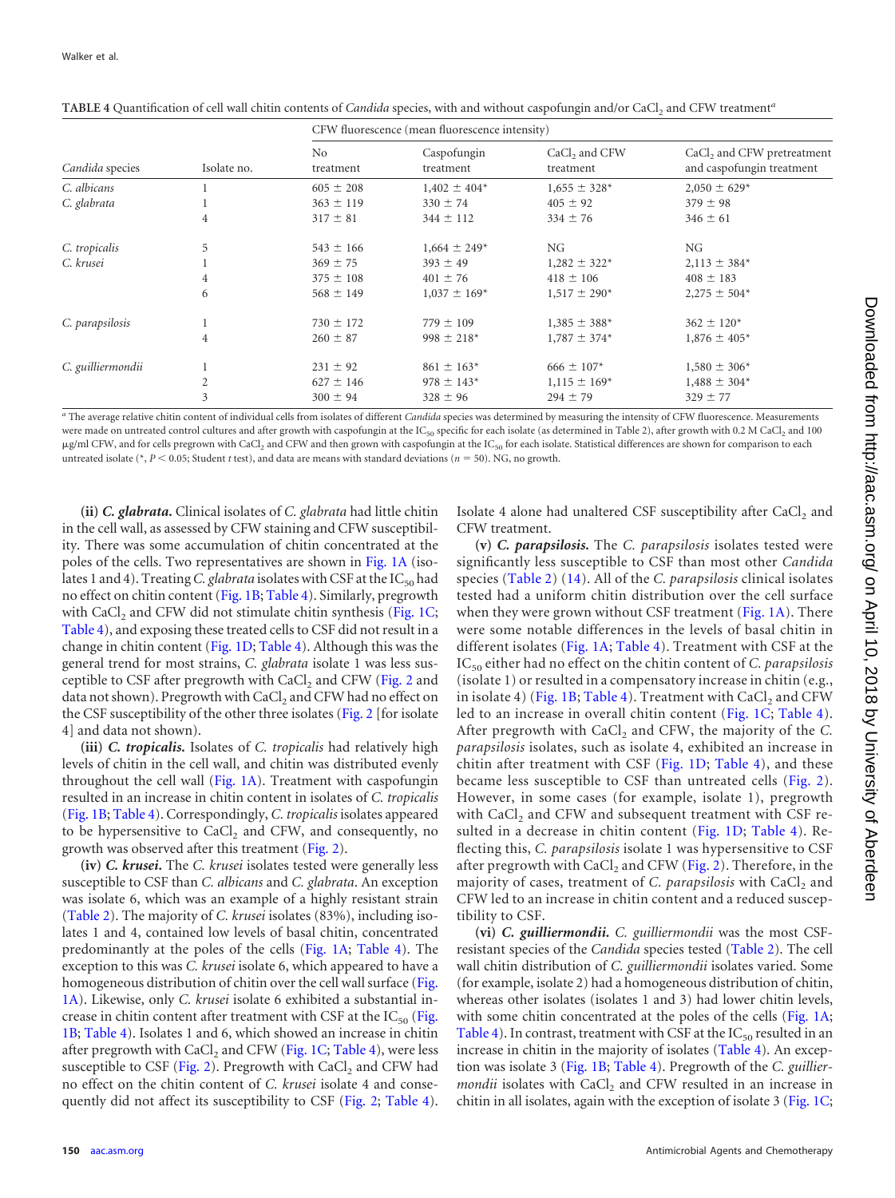**TABLE 4** Quantification of cell wall chitin contents of *Candida* species, with and without caspofungin and/or $CaCl_2$ and CFW treatment[a]

| *Candida* species | Isolate no. | CFW fluorescence (mean fluorescence intensity) | | | |
|---|---|---|---|---|---|
| | | No treatment | Caspofungin treatment | $CaCl_2$ and CFW treatment | $CaCl_2$ and CFW pretreatment and caspofungin treatment |
| *C. albicans* | 1 | 605 ± 208 | 1,402 ± 404* | 1,655 ± 328* | 2,050 ± 629* |
| *C. glabrata* | 1 | 363 ± 119 | 330 ± 74 | 405 ± 92 | 379 ± 98 |
| | 4 | 317 ± 81 | 344 ± 112 | 334 ± 76 | 346 ± 61 |
| *C. tropicalis* | 5 | 543 ± 166 | 1,664 ± 249* | NG | NG |
| *C. krusei* | 1 | 369 ± 75 | 393 ± 49 | 1,282 ± 322* | 2,113 ± 384* |
| | 4 | 375 ± 108 | 401 ± 76 | 418 ± 106 | 408 ± 183 |
| | 6 | 568 ± 149 | 1,037 ± 169* | 1,517 ± 290* | 2,275 ± 504* |
| *C. parapsilosis* | 1 | 730 ± 172 | 779 ± 109 | 1,385 ± 388* | 362 ± 120* |
| | 4 | 260 ± 87 | 998 ± 218* | 1,787 ± 374* | 1,876 ± 405* |
| *C. guilliermondii* | 1 | 231 ± 92 | 861 ± 163* | 666 ± 107* | 1,580 ± 306* |
| | 2 | 627 ± 146 | 978 ± 143* | 1,115 ± 169* | 1,488 ± 304* |
| | 3 | 300 ± 94 | 328 ± 96 | 294 ± 79 | 329 ± 77 |

[a] The average relative chitin content of individual cells from isolates of different *Candida* species was determined by measuring the intensity of CFW fluorescence. Measurements were made on untreated control cultures and after growth with caspofungin at the $IC_{50}$ specific for each isolate (as determined in Table 2), after growth with 0.2 M $CaCl_2$ and 100 μg/ml CFW, and for cells pregrown with $CaCl_2$ and CFW and then grown with caspofungin at the $IC_{50}$ for each isolate. Statistical differences are shown for comparison to each untreated isolate (*, $P < 0.05$; Student *t* test), and data are means with standard deviations ($n = 50$). NG, no growth.

**(ii)** ***C. glabrata.*** Clinical isolates of *C. glabrata* had little chitin in the cell wall, as assessed by CFW staining and CFW susceptibility. There was some accumulation of chitin concentrated at the poles of the cells. Two representatives are shown in Fig. 1A (isolates 1 and 4). Treating *C. glabrata* isolates with CSF at the $IC_{50}$ had no effect on chitin content (Fig. 1B; Table 4). Similarly, pregrowth with $CaCl_2$ and CFW did not stimulate chitin synthesis (Fig. 1C; Table 4), and exposing these treated cells to CSF did not result in a change in chitin content (Fig. 1D; Table 4). Although this was the general trend for most strains, *C. glabrata* isolate 1 was less susceptible to CSF after pregrowth with $CaCl_2$ and CFW (Fig. 2 and data not shown). Pregrowth with $CaCl_2$ and CFW had no effect on the CSF susceptibility of the other three isolates (Fig. 2 [for isolate 4] and data not shown).

**(iii)** ***C. tropicalis.*** Isolates of *C. tropicalis* had relatively high levels of chitin in the cell wall, and chitin was distributed evenly throughout the cell wall (Fig. 1A). Treatment with caspofungin resulted in an increase in chitin content in isolates of *C. tropicalis* (Fig. 1B; Table 4). Correspondingly, *C. tropicalis* isolates appeared to be hypersensitive to $CaCl_2$ and CFW, and consequently, no growth was observed after this treatment (Fig. 2).

**(iv)** ***C. krusei.*** The *C. krusei* isolates tested were generally less susceptible to CSF than *C. albicans* and *C. glabrata*. An exception was isolate 6, which was an example of a highly resistant strain (Table 2). The majority of *C. krusei* isolates (83%), including isolates 1 and 4, contained low levels of basal chitin, concentrated predominantly at the poles of the cells (Fig. 1A; Table 4). The exception to this was *C. krusei* isolate 6, which appeared to have a homogeneous distribution of chitin over the cell wall surface (Fig. 1A). Likewise, only *C. krusei* isolate 6 exhibited a substantial increase in chitin content after treatment with CSF at the $IC_{50}$ (Fig. 1B; Table 4). Isolates 1 and 6, which showed an increase in chitin after pregrowth with $CaCl_2$ and CFW (Fig. 1C; Table 4), were less susceptible to CSF (Fig. 2). Pregrowth with $CaCl_2$ and CFW had no effect on the chitin content of *C. krusei* isolate 4 and consequently did not affect its susceptibility to CSF (Fig. 2; Table 4). Isolate 4 alone had unaltered CSF susceptibility after $CaCl_2$ and CFW treatment.

**(v)** ***C. parapsilosis.*** The *C. parapsilosis* isolates tested were significantly less susceptible to CSF than most other *Candida* species (Table 2) (14). All of the *C. parapsilosis* clinical isolates tested had a uniform chitin distribution over the cell surface when they were grown without CSF treatment (Fig. 1A). There were some notable differences in the levels of basal chitin in different isolates (Fig. 1A; Table 4). Treatment with CSF at the $IC_{50}$ either had no effect on the chitin content of *C. parapsilosis* (isolate 1) or resulted in a compensatory increase in chitin (e.g., in isolate 4) (Fig. 1B; Table 4). Treatment with $CaCl_2$ and CFW led to an increase in overall chitin content (Fig. 1C; Table 4). After pregrowth with $CaCl_2$ and CFW, the majority of the *C. parapsilosis* isolates, such as isolate 4, exhibited an increase in chitin after treatment with CSF (Fig. 1D; Table 4), and these became less susceptible to CSF than untreated cells (Fig. 2). However, in some cases (for example, isolate 1), pregrowth with $CaCl_2$ and CFW and subsequent treatment with CSF resulted in a decrease in chitin content (Fig. 1D; Table 4). Reflecting this, *C. parapsilosis* isolate 1 was hypersensitive to CSF after pregrowth with $CaCl_2$ and CFW (Fig. 2). Therefore, in the majority of cases, treatment of *C. parapsilosis* with $CaCl_2$ and CFW led to an increase in chitin content and a reduced susceptibility to CSF.

**(vi)** ***C. guilliermondii.*** *C. guilliermondii* was the most CSF-resistant species of the *Candida* species tested (Table 2). The cell wall chitin distribution of *C. guilliermondii* isolates varied. Some (for example, isolate 2) had a homogeneous distribution of chitin, whereas other isolates (isolates 1 and 3) had lower chitin levels, with some chitin concentrated at the poles of the cells (Fig. 1A; Table 4). In contrast, treatment with CSF at the $IC_{50}$ resulted in an increase in chitin in the majority of isolates (Table 4). An exception was isolate 3 (Fig. 1B; Table 4). Pregrowth of the *C. guilliermondii* isolates with $CaCl_2$ and CFW resulted in an increase in chitin in all isolates, again with the exception of isolate 3 (Fig. 1C;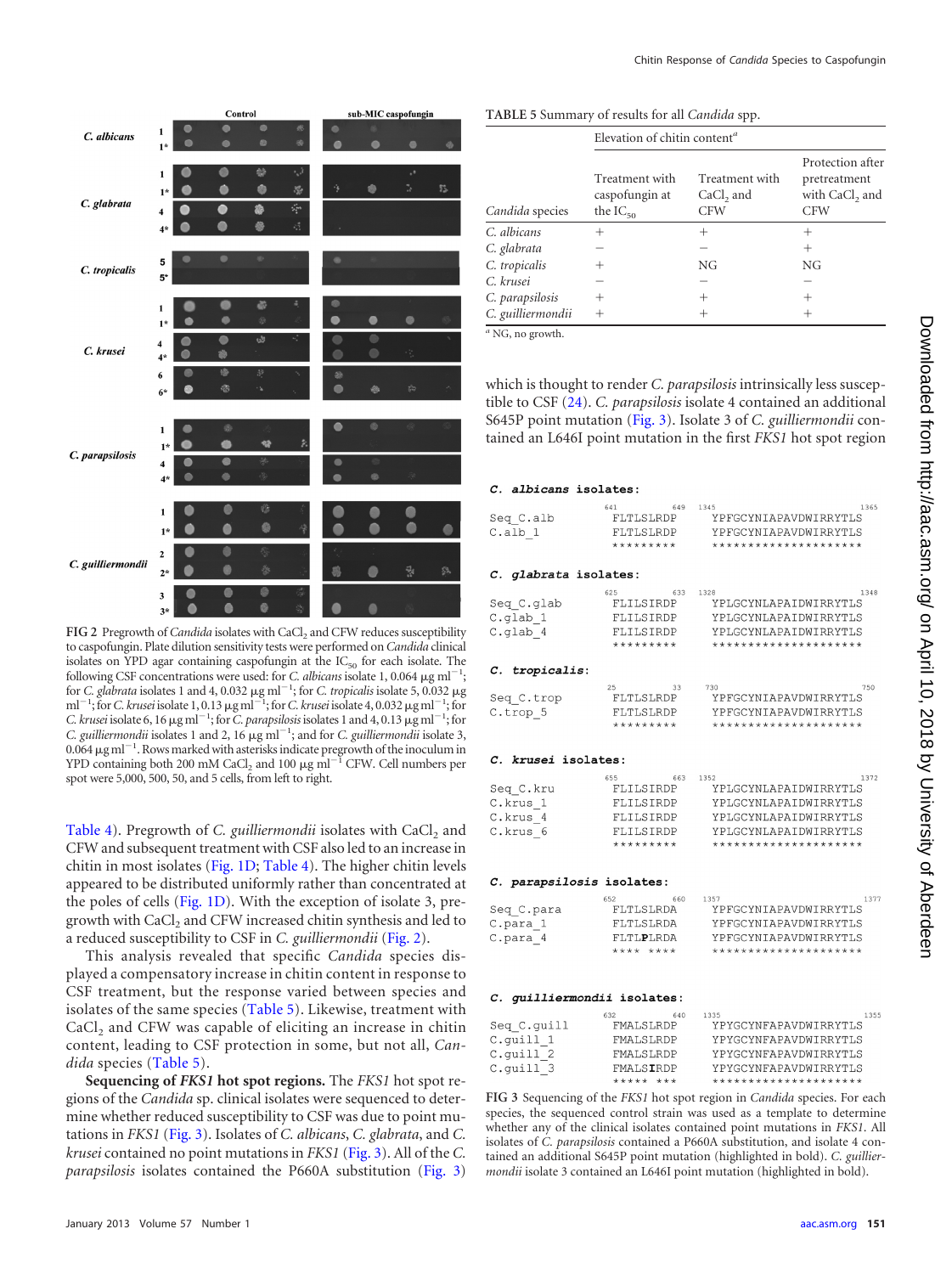FIG 2 Pregrowth of *Candida* isolates with $CaCl_2$ and CFW reduces susceptibility to caspofungin. Plate dilution sensitivity tests were performed on *Candida* clinical isolates on YPD agar containing caspofungin at the $IC_{50}$ for each isolate. The following CSF concentrations were used: for *C. albicans* isolate 1, 0.064 μg $ml^{-1}$; for *C. glabrata* isolates 1 and 4, 0.032 μg $ml^{-1}$; for *C. tropicalis* isolate 5, 0.032 μg $ml^{-1}$; for *C. krusei* isolate 1, 0.13 μg $ml^{-1}$; for *C. krusei* isolate 4, 0.032 μg $ml^{-1}$; for *C. krusei* isolate 6, 16 μg $ml^{-1}$; for *C. parapsilosis* isolates 1 and 4, 0.13 μg $ml^{-1}$; for *C. guilliermondii* isolates 1 and 2, 16 μg $ml^{-1}$; and for *C. guilliermondii* isolate 3, 0.064 μg $ml^{-1}$. Rows marked with asterisks indicate pregrowth of the inoculum in YPD containing both 200 mM $CaCl_2$ and 100 μg $ml^{-1}$ CFW. Cell numbers per spot were 5,000, 500, 50, and 5 cells, from left to right.

Table 4). Pregrowth of *C. guilliermondii* isolates with $CaCl_2$ and CFW and subsequent treatment with CSF also led to an increase in chitin in most isolates (Fig. 1D; Table 4). The higher chitin levels appeared to be distributed uniformly rather than concentrated at the poles of cells (Fig. 1D). With the exception of isolate 3, pregrowth with $CaCl_2$ and CFW increased chitin synthesis and led to a reduced susceptibility to CSF in *C. guilliermondii* (Fig. 2).

This analysis revealed that specific *Candida* species displayed a compensatory increase in chitin content in response to CSF treatment, but the response varied between species and isolates of the same species (Table 5). Likewise, treatment with $CaCl_2$ and CFW was capable of eliciting an increase in chitin content, leading to CSF protection in some, but not all, *Candida* species (Table 5).

**Sequencing of *FKS1* hot spot regions.** The *FKS1* hot spot regions of the *Candida* sp. clinical isolates were sequenced to determine whether reduced susceptibility to CSF was due to point mutations in *FKS1* (Fig. 3). Isolates of *C. albicans*, *C. glabrata*, and *C. krusei* contained no point mutations in *FKS1* (Fig. 3). All of the *C. parapsilosis* isolates contained the P660A substitution (Fig. 3)

TABLE 5 Summary of results for all *Candida* spp.

| | Elevation of chitin content[a] | | |
|---|---|---|---|
| *Candida* species | Treatment with caspofungin at the $IC_{50}$ | Treatment with $CaCl_2$ and CFW | Protection after pretreatment with $CaCl_2$ and CFW |
| *C. albicans* | + | + | + |
| *C. glabrata* | − | − | + |
| *C. tropicalis* | + | NG | NG |
| *C. krusei* | − | − | − |
| *C. parapsilosis* | + | + | + |
| *C. guilliermondii* | + | + | + |

[a] NG, no growth.

which is thought to render *C. parapsilosis* intrinsically less susceptible to CSF (24). *C. parapsilosis* isolate 4 contained an additional S645P point mutation (Fig. 3). Isolate 3 of *C. guilliermondii* contained an L646I point mutation in the first *FKS1* hot spot region

```
C. albicans isolates:
              641       649   1345                  1365
Seq_C.alb     FLTLSLRDP       YPFGCYNIAPAVDWIRRYTLS
C.alb_1       FLTLSLRDP       YPFGCYNIAPAVDWIRRYTLS
              *********       *********************

C. glabrata isolates:
              625       633   1328                  1348
Seq_C.glab    FLILSIRDP       YPLGCYNLAPAIDWIRRYTLS
C.glab_1      FLILSIRDP       YPLGCYNLAPAIDWIRRYTLS
C.glab_4      FLILSIRDP       YPLGCYNLAPAIDWIRRYTLS
              *********       *********************

C. tropicalis:
              25        33    730                   750
Seq_C.trop    FLTLSLRDP       YPFGCYNIAPAVDWIRRYTLS
C.trop_5      FLTLSLRDP       YPFGCYNIAPAVDWIRRYTLS
              *********       *********************

C. krusei isolates:
              655       663   1352                  1372
Seq_C.kru     FLILSIRDP       YPLGCYNLAPAIDWIRRYTLS
C.krus_1      FLILSIRDP       YPLGCYNLAPAIDWIRRYTLS
C.krus_4      FLILSIRDP       YPLGCYNLAPAIDWIRRYTLS
C.krus_6      FLILSIRDP       YPLGCYNLAPAIDWIRRYTLS
              *********       *********************

C. parapsilosis isolates:
              652       660   1357                  1377
Seq_C.para    FLTLSLRDA       YPFGCYNIAPAVDWIRRYTLS
C.para_1      FLTLSLRDA       YPFGCYNIAPAVDWIRRYTLS
C.para_4      FLTLPLRDA       YPFGCYNIAPAVDWIRRYTLS
              **** ****       *********************

C. guilliermondii isolates:
              632       640   1335                  1355
Seq_C.guill   FMALSLRDP       YPYGCYNFAPAVDWIRRYTLS
C.guill_1     FMALSLRDP       YPYGCYNFAPAVDWIRRYTLS
C.guill_2     FMALSLRDP       YPYGCYNFAPAVDWIRRYTLS
C.guill_3     FMALSIRDP       YPYGCYNFAPAVDWIRRYTLS
              ***** ***       *********************
```

FIG 3 Sequencing of the *FKS1* hot spot region in *Candida* species. For each species, the sequenced control strain was used as a template to determine whether any of the clinical isolates contained point mutations in *FKS1*. All isolates of *C. parapsilosis* contained a P660A substitution, and isolate 4 contained an additional S645P point mutation (highlighted in bold). *C. guilliermondii* isolate 3 contained an L646I point mutation (highlighted in bold).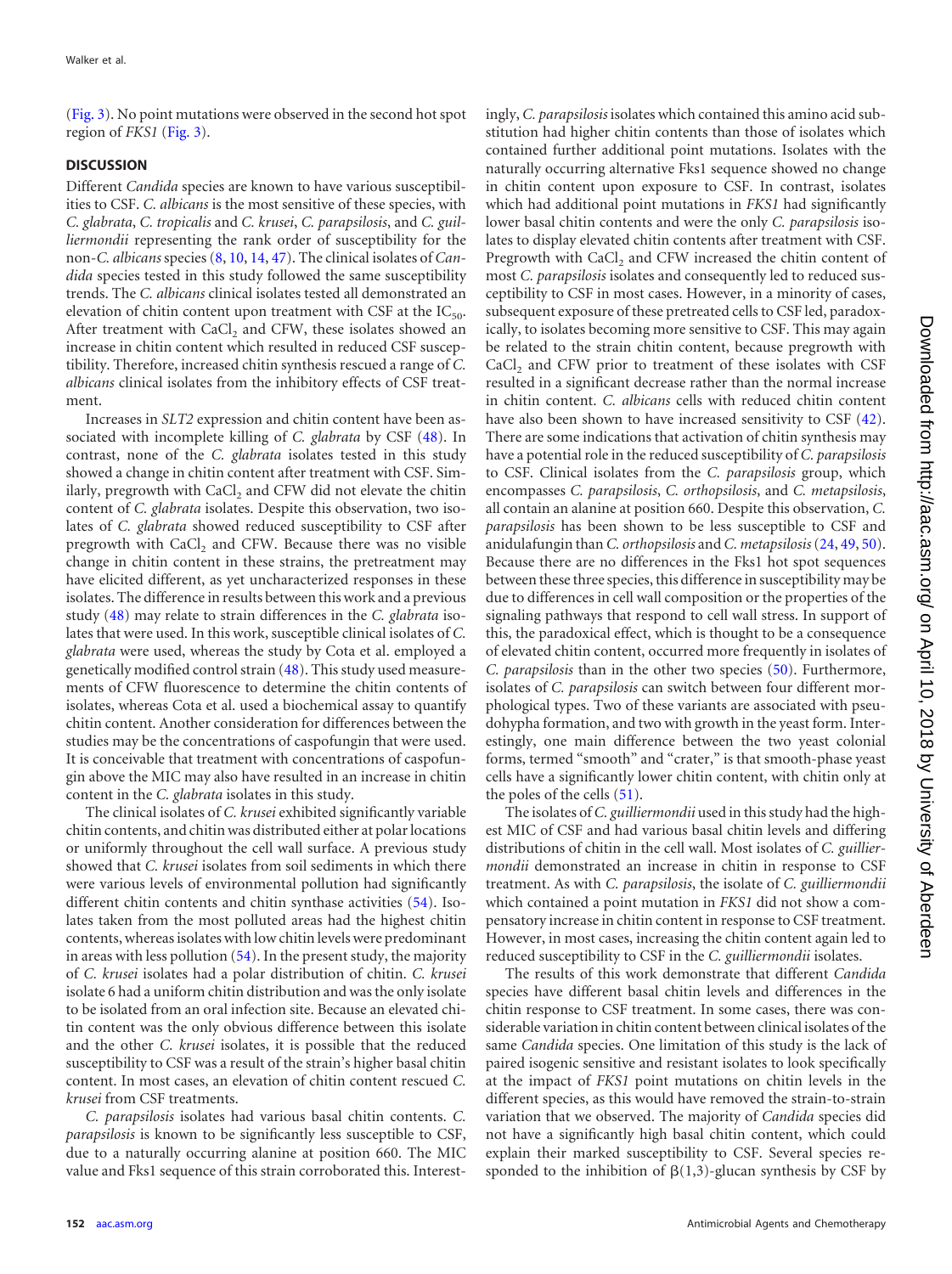(Fig. 3). No point mutations were observed in the second hot spot region of *FKS1* (Fig. 3).

## DISCUSSION

Different *Candida* species are known to have various susceptibilities to CSF. *C. albicans* is the most sensitive of these species, with *C. glabrata*, *C. tropicalis* and *C. krusei*, *C. parapsilosis*, and *C. guilliermondii* representing the rank order of susceptibility for the non-*C. albicans* species (8, 10, 14, 47). The clinical isolates of *Candida* species tested in this study followed the same susceptibility trends. The *C. albicans* clinical isolates tested all demonstrated an elevation of chitin content upon treatment with CSF at the $IC_{50}$. After treatment with $CaCl_2$ and CFW, these isolates showed an increase in chitin content which resulted in reduced CSF susceptibility. Therefore, increased chitin synthesis rescued a range of *C. albicans* clinical isolates from the inhibitory effects of CSF treatment.

Increases in *SLT2* expression and chitin content have been associated with incomplete killing of *C. glabrata* by CSF (48). In contrast, none of the *C. glabrata* isolates tested in this study showed a change in chitin content after treatment with CSF. Similarly, pregrowth with $CaCl_2$ and CFW did not elevate the chitin content of *C. glabrata* isolates. Despite this observation, two isolates of *C. glabrata* showed reduced susceptibility to CSF after pregrowth with $CaCl_2$ and CFW. Because there was no visible change in chitin content in these strains, the pretreatment may have elicited different, as yet uncharacterized responses in these isolates. The difference in results between this work and a previous study (48) may relate to strain differences in the *C. glabrata* isolates that were used. In this work, susceptible clinical isolates of *C. glabrata* were used, whereas the study by Cota et al. employed a genetically modified control strain (48). This study used measurements of CFW fluorescence to determine the chitin contents of isolates, whereas Cota et al. used a biochemical assay to quantify chitin content. Another consideration for differences between the studies may be the concentrations of caspofungin that were used. It is conceivable that treatment with concentrations of caspofungin above the MIC may also have resulted in an increase in chitin content in the *C. glabrata* isolates in this study.

The clinical isolates of *C. krusei* exhibited significantly variable chitin contents, and chitin was distributed either at polar locations or uniformly throughout the cell wall surface. A previous study showed that *C. krusei* isolates from soil sediments in which there were various levels of environmental pollution had significantly different chitin contents and chitin synthase activities (54). Isolates taken from the most polluted areas had the highest chitin contents, whereas isolates with low chitin levels were predominant in areas with less pollution (54). In the present study, the majority of *C. krusei* isolates had a polar distribution of chitin. *C. krusei* isolate 6 had a uniform chitin distribution and was the only isolate to be isolated from an oral infection site. Because an elevated chitin content was the only obvious difference between this isolate and the other *C. krusei* isolates, it is possible that the reduced susceptibility to CSF was a result of the strain's higher basal chitin content. In most cases, an elevation of chitin content rescued *C. krusei* from CSF treatments.

*C. parapsilosis* isolates had various basal chitin contents. *C. parapsilosis* is known to be significantly less susceptible to CSF, due to a naturally occurring alanine at position 660. The MIC value and Fks1 sequence of this strain corroborated this. Interestingly, *C. parapsilosis* isolates which contained this amino acid substitution had higher chitin contents than those of isolates which contained further additional point mutations. Isolates with the naturally occurring alternative Fks1 sequence showed no change in chitin content upon exposure to CSF. In contrast, isolates which had additional point mutations in *FKS1* had significantly lower basal chitin contents and were the only *C. parapsilosis* isolates to display elevated chitin contents after treatment with CSF. Pregrowth with $CaCl_2$ and CFW increased the chitin content of most *C. parapsilosis* isolates and consequently led to reduced susceptibility to CSF in most cases. However, in a minority of cases, subsequent exposure of these pretreated cells to CSF led, paradoxically, to isolates becoming more sensitive to CSF. This may again be related to the strain chitin content, because pregrowth with $CaCl_2$ and CFW prior to treatment of these isolates with CSF resulted in a significant decrease rather than the normal increase in chitin content. *C. albicans* cells with reduced chitin content have also been shown to have increased sensitivity to CSF (42). There are some indications that activation of chitin synthesis may have a potential role in the reduced susceptibility of *C. parapsilosis* to CSF. Clinical isolates from the *C. parapsilosis* group, which encompasses *C. parapsilosis*, *C. orthopsilosis*, and *C. metapsilosis*, all contain an alanine at position 660. Despite this observation, *C. parapsilosis* has been shown to be less susceptible to CSF and anidulafungin than *C. orthopsilosis* and *C. metapsilosis* (24, 49, 50). Because there are no differences in the Fks1 hot spot sequences between these three species, this difference in susceptibility may be due to differences in cell wall composition or the properties of the signaling pathways that respond to cell wall stress. In support of this, the paradoxical effect, which is thought to be a consequence of elevated chitin content, occurred more frequently in isolates of *C. parapsilosis* than in the other two species (50). Furthermore, isolates of *C. parapsilosis* can switch between four different morphological types. Two of these variants are associated with pseudohypha formation, and two with growth in the yeast form. Interestingly, one main difference between the two yeast colonial forms, termed "smooth" and "crater," is that smooth-phase yeast cells have a significantly lower chitin content, with chitin only at the poles of the cells (51).

The isolates of *C. guilliermondii* used in this study had the highest MIC of CSF and had various basal chitin levels and differing distributions of chitin in the cell wall. Most isolates of *C. guilliermondii* demonstrated an increase in chitin in response to CSF treatment. As with *C. parapsilosis*, the isolate of *C. guilliermondii* which contained a point mutation in *FKS1* did not show a compensatory increase in chitin content in response to CSF treatment. However, in most cases, increasing the chitin content again led to reduced susceptibility to CSF in the *C. guilliermondii* isolates.

The results of this work demonstrate that different *Candida* species have different basal chitin levels and differences in the chitin response to CSF treatment. In some cases, there was considerable variation in chitin content between clinical isolates of the same *Candida* species. One limitation of this study is the lack of paired isogenic sensitive and resistant isolates to look specifically at the impact of *FKS1* point mutations on chitin levels in the different species, as this would have removed the strain-to-strain variation that we observed. The majority of *Candida* species did not have a significantly high basal chitin content, which could explain their marked susceptibility to CSF. Several species responded to the inhibition of $\beta(1,3)$-glucan synthesis by CSF by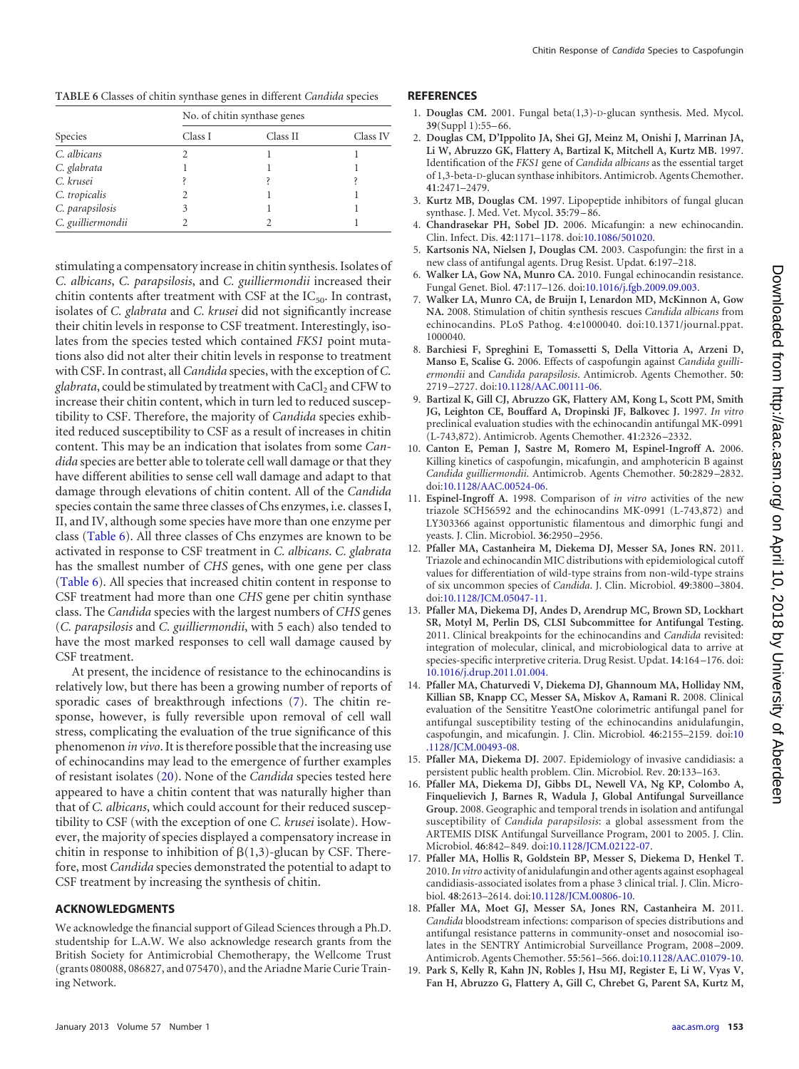**TABLE 6** Classes of chitin synthase genes in different *Candida* species

| Species | No. of chitin synthase genes | | |
|---|---|---|---|
| | Class I | Class II | Class IV |
| *C. albicans* | 2 | 1 | 1 |
| *C. glabrata* | 1 | 1 | 1 |
| *C. krusei* | ? | ? | ? |
| *C. tropicalis* | 2 | 1 | 1 |
| *C. parapsilosis* | 3 | 1 | 1 |
| *C. guilliermondii* | 2 | 2 | 1 |

stimulating a compensatory increase in chitin synthesis. Isolates of *C. albicans*, *C. parapsilosis*, and *C. guilliermondii* increased their chitin contents after treatment with CSF at the $IC_{50}$. In contrast, isolates of *C. glabrata* and *C. krusei* did not significantly increase their chitin levels in response to CSF treatment. Interestingly, isolates from the species tested which contained *FKS1* point mutations also did not alter their chitin levels in response to treatment with CSF. In contrast, all *Candida* species, with the exception of *C. glabrata*, could be stimulated by treatment with $CaCl_2$ and CFW to increase their chitin content, which in turn led to reduced susceptibility to CSF. Therefore, the majority of *Candida* species exhibited reduced susceptibility to CSF as a result of increases in chitin content. This may be an indication that isolates from some *Candida* species are better able to tolerate cell wall damage or that they have different abilities to sense cell wall damage and adapt to that damage through elevations of chitin content. All of the *Candida* species contain the same three classes of Chs enzymes, i.e. classes I, II, and IV, although some species have more than one enzyme per class (Table 6). All three classes of Chs enzymes are known to be activated in response to CSF treatment in *C. albicans*. *C. glabrata* has the smallest number of *CHS* genes, with one gene per class (Table 6). All species that increased chitin content in response to CSF treatment had more than one *CHS* gene per chitin synthase class. The *Candida* species with the largest numbers of *CHS* genes (*C. parapsilosis* and *C. guilliermondii*, with 5 each) also tended to have the most marked responses to cell wall damage caused by CSF treatment.

At present, the incidence of resistance to the echinocandins is relatively low, but there has been a growing number of reports of sporadic cases of breakthrough infections (7). The chitin response, however, is fully reversible upon removal of cell wall stress, complicating the evaluation of the true significance of this phenomenon *in vivo*. It is therefore possible that the increasing use of echinocandins may lead to the emergence of further examples of resistant isolates (20). None of the *Candida* species tested here appeared to have a chitin content that was naturally higher than that of *C. albicans*, which could account for their reduced susceptibility to CSF (with the exception of one *C. krusei* isolate). However, the majority of species displayed a compensatory increase in chitin in response to inhibition of β(1,3)-glucan by CSF. Therefore, most *Candida* species demonstrated the potential to adapt to CSF treatment by increasing the synthesis of chitin.

## ACKNOWLEDGMENTS

We acknowledge the financial support of Gilead Sciences through a Ph.D. studentship for L.A.W. We also acknowledge research grants from the British Society for Antimicrobial Chemotherapy, the Wellcome Trust (grants 080088, 086827, and 075470), and the Ariadne Marie Curie Training Network.

## REFERENCES

1. **Douglas CM.** 2001. Fungal beta(1,3)-D-glucan synthesis. Med. Mycol. **39**(Suppl 1):55–66.
2. **Douglas CM, D'Ippolito JA, Shei GJ, Meinz M, Onishi J, Marrinan JA, Li W, Abruzzo GK, Flattery A, Bartizal K, Mitchell A, Kurtz MB.** 1997. Identification of the *FKS1* gene of *Candida albicans* as the essential target of 1,3-beta-D-glucan synthase inhibitors. Antimicrob. Agents Chemother. **41**:2471–2479.
3. **Kurtz MB, Douglas CM.** 1997. Lipopeptide inhibitors of fungal glucan synthase. J. Med. Vet. Mycol. **35**:79–86.
4. **Chandrasekar PH, Sobel JD.** 2006. Micafungin: a new echinocandin. Clin. Infect. Dis. **42**:1171–1178. doi:10.1086/501020.
5. **Kartsonis NA, Nielsen J, Douglas CM.** 2003. Caspofungin: the first in a new class of antifungal agents. Drug Resist. Updat. **6**:197–218.
6. **Walker LA, Gow NA, Munro CA.** 2010. Fungal echinocandin resistance. Fungal Genet. Biol. **47**:117–126. doi:10.1016/j.fgb.2009.09.003.
7. **Walker LA, Munro CA, de Bruijn I, Lenardon MD, McKinnon A, Gow NA.** 2008. Stimulation of chitin synthesis rescues *Candida albicans* from echinocandins. PLoS Pathog. **4**:e1000040. doi:10.1371/journal.ppat.1000040.
8. **Barchiesi F, Spreghini E, Tomassetti S, Della Vittoria A, Arzeni D, Manso E, Scalise G.** 2006. Effects of caspofungin against *Candida guilliermondii* and *Candida parapsilosis*. Antimicrob. Agents Chemother. **50**:2719–2727. doi:10.1128/AAC.00111-06.
9. **Bartizal K, Gill CJ, Abruzzo GK, Flattery AM, Kong L, Scott PM, Smith JG, Leighton CE, Bouffard A, Dropinski JF, Balkovec J.** 1997. *In vitro* preclinical evaluation studies with the echinocandin antifungal MK-0991 (L-743,872). Antimicrob. Agents Chemother. **41**:2326–2332.
10. **Canton E, Peman J, Sastre M, Romero M, Espinel-Ingroff A.** 2006. Killing kinetics of caspofungin, micafungin, and amphotericin B against *Candida guilliermondii*. Antimicrob. Agents Chemother. **50**:2829–2832. doi:10.1128/AAC.00524-06.
11. **Espinel-Ingroff A.** 1998. Comparison of *in vitro* activities of the new triazole SCH56592 and the echinocandins MK-0991 (L-743,872) and LY303366 against opportunistic filamentous and dimorphic fungi and yeasts. J. Clin. Microbiol. **36**:2950–2956.
12. **Pfaller MA, Castanheira M, Diekema DJ, Messer SA, Jones RN.** 2011. Triazole and echinocandin MIC distributions with epidemiological cutoff values for differentiation of wild-type strains from non-wild-type strains of six uncommon species of *Candida*. J. Clin. Microbiol. **49**:3800–3804. doi:10.1128/JCM.05047-11.
13. **Pfaller MA, Diekema DJ, Andes D, Arendrup MC, Brown SD, Lockhart SR, Motyl M, Perlin DS, CLSI Subcommittee for Antifungal Testing.** 2011. Clinical breakpoints for the echinocandins and *Candida* revisited: integration of molecular, clinical, and microbiological data to arrive at species-specific interpretive criteria. Drug Resist. Updat. **14**:164–176. doi:10.1016/j.drup.2011.01.004.
14. **Pfaller MA, Chaturvedi V, Diekema DJ, Ghannoum MA, Holliday NM, Killian SB, Knapp CC, Messer SA, Miskov A, Ramani R.** 2008. Clinical evaluation of the Sensititre YeastOne colorimetric antifungal panel for antifungal susceptibility testing of the echinocandins anidulafungin, caspofungin, and micafungin. J. Clin. Microbiol. **46**:2155–2159. doi:10.1128/JCM.00493-08.
15. **Pfaller MA, Diekema DJ.** 2007. Epidemiology of invasive candidiasis: a persistent public health problem. Clin. Microbiol. Rev. **20**:133–163.
16. **Pfaller MA, Diekema DJ, Gibbs DL, Newell VA, Ng KP, Colombo A, Finquelievich J, Barnes R, Wadula J, Global Antifungal Surveillance Group.** 2008. Geographic and temporal trends in isolation and antifungal susceptibility of *Candida parapsilosis*: a global assessment from the ARTEMIS DISK Antifungal Surveillance Program, 2001 to 2005. J. Clin. Microbiol. **46**:842–849. doi:10.1128/JCM.02122-07.
17. **Pfaller MA, Hollis R, Goldstein BP, Messer S, Diekema D, Henkel T.** 2010. *In vitro* activity of anidulafungin and other agents against esophageal candidiasis-associated isolates from a phase 3 clinical trial. J. Clin. Microbiol. **48**:2613–2614. doi:10.1128/JCM.00806-10.
18. **Pfaller MA, Moet GJ, Messer SA, Jones RN, Castanheira M.** 2011. *Candida* bloodstream infections: comparison of species distributions and antifungal resistance patterns in community-onset and nosocomial isolates in the SENTRY Antimicrobial Surveillance Program, 2008–2009. Antimicrob. Agents Chemother. **55**:561–566. doi:10.1128/AAC.01079-10.
19. **Park S, Kelly R, Kahn JN, Robles J, Hsu MJ, Register E, Li W, Vyas V, Fan H, Abruzzo G, Flattery A, Gill C, Chrebet G, Parent SA, Kurtz M,**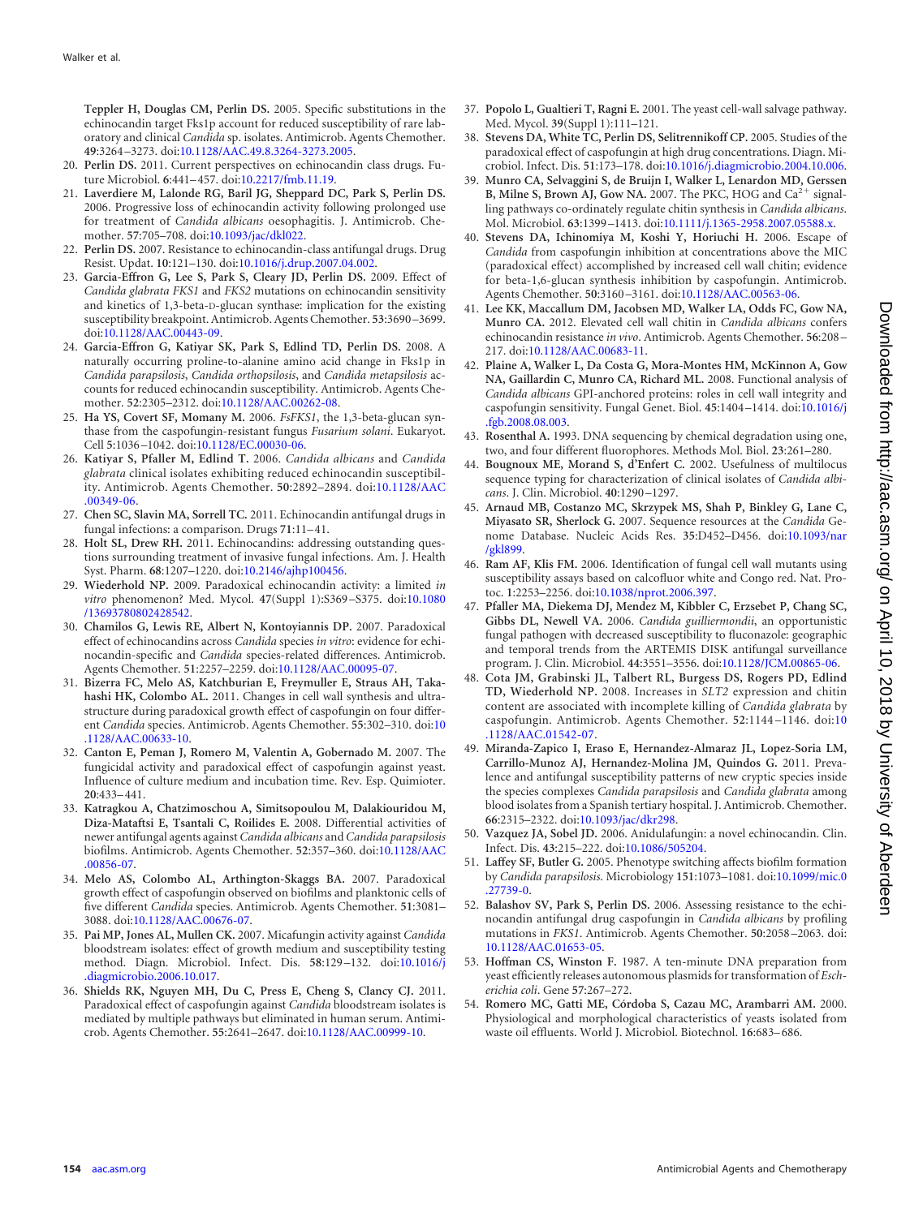Teppler H, Douglas CM, Perlin DS. 2005. Specific substitutions in the echinocandin target Fks1p account for reduced susceptibility of rare laboratory and clinical *Candida* sp. isolates. Antimicrob. Agents Chemother. **49**:3264–3273. doi:10.1128/AAC.49.8.3264-3273.2005.

20. **Perlin DS.** 2011. Current perspectives on echinocandin class drugs. Future Microbiol. **6**:441–457. doi:10.2217/fmb.11.19.
21. **Laverdiere M, Lalonde RG, Baril JG, Sheppard DC, Park S, Perlin DS.** 2006. Progressive loss of echinocandin activity following prolonged use for treatment of *Candida albicans* oesophagitis. J. Antimicrob. Chemother. **57**:705–708. doi:10.1093/jac/dkl022.
22. **Perlin DS.** 2007. Resistance to echinocandin-class antifungal drugs. Drug Resist. Updat. **10**:121–130. doi:10.1016/j.drup.2007.04.002.
23. **Garcia-Effron G, Lee S, Park S, Cleary JD, Perlin DS.** 2009. Effect of *Candida glabrata FKS1* and *FKS2* mutations on echinocandin sensitivity and kinetics of 1,3-beta-D-glucan synthase: implication for the existing susceptibility breakpoint. Antimicrob. Agents Chemother. **53**:3690–3699. doi:10.1128/AAC.00443-09.
24. **Garcia-Effron G, Katiyar SK, Park S, Edlind TD, Perlin DS.** 2008. A naturally occurring proline-to-alanine amino acid change in Fks1p in *Candida parapsilosis*, *Candida orthopsilosis*, and *Candida metapsilosis* accounts for reduced echinocandin susceptibility. Antimicrob. Agents Chemother. **52**:2305–2312. doi:10.1128/AAC.00262-08.
25. **Ha YS, Covert SF, Momany M.** 2006. *FsFKS1*, the 1,3-beta-glucan synthase from the caspofungin-resistant fungus *Fusarium solani*. Eukaryot. Cell **5**:1036–1042. doi:10.1128/EC.00030-06.
26. **Katiyar S, Pfaller M, Edlind T.** 2006. *Candida albicans* and *Candida glabrata* clinical isolates exhibiting reduced echinocandin susceptibility. Antimicrob. Agents Chemother. **50**:2892–2894. doi:10.1128/AAC.00349-06.
27. **Chen SC, Slavin MA, Sorrell TC.** 2011. Echinocandin antifungal drugs in fungal infections: a comparison. Drugs **71**:11–41.
28. **Holt SL, Drew RH.** 2011. Echinocandins: addressing outstanding questions surrounding treatment of invasive fungal infections. Am. J. Health Syst. Pharm. **68**:1207–1220. doi:10.2146/ajhp100456.
29. **Wiederhold NP.** 2009. Paradoxical echinocandin activity: a limited *in vitro* phenomenon? Med. Mycol. **47**(Suppl 1):S369–S375. doi:10.1080/13693780802428542.
30. **Chamilos G, Lewis RE, Albert N, Kontoyiannis DP.** 2007. Paradoxical effect of echinocandins across *Candida* species *in vitro*: evidence for echinocandin-specific and *Candida* species-related differences. Antimicrob. Agents Chemother. **51**:2257–2259. doi:10.1128/AAC.00095-07.
31. **Bizerra FC, Melo AS, Katchburian E, Freymuller E, Straus AH, Takahashi HK, Colombo AL.** 2011. Changes in cell wall synthesis and ultrastructure during paradoxical growth effect of caspofungin on four different *Candida* species. Antimicrob. Agents Chemother. **55**:302–310. doi:10.1128/AAC.00633-10.
32. **Canton E, Peman J, Romero M, Valentin A, Gobernado M.** 2007. The fungicidal activity and paradoxical effect of caspofungin against yeast. Influence of culture medium and incubation time. Rev. Esp. Quimioter. **20**:433–441.
33. **Katragkou A, Chatzimoschou A, Simitsopoulou M, Dalakiouridou M, Diza-Mataftsi E, Tsantali C, Roilides E.** 2008. Differential activities of newer antifungal agents against *Candida albicans* and *Candida parapsilosis* biofilms. Antimicrob. Agents Chemother. **52**:357–360. doi:10.1128/AAC.00856-07.
34. **Melo AS, Colombo AL, Arthington-Skaggs BA.** 2007. Paradoxical growth effect of caspofungin observed on biofilms and planktonic cells of five different *Candida* species. Antimicrob. Agents Chemother. **51**:3081–3088. doi:10.1128/AAC.00676-07.
35. **Pai MP, Jones AL, Mullen CK.** 2007. Micafungin activity against *Candida* bloodstream isolates: effect of growth medium and susceptibility testing method. Diagn. Microbiol. Infect. Dis. **58**:129–132. doi:10.1016/j.diagmicrobio.2006.10.017.
36. **Shields RK, Nguyen MH, Du C, Press E, Cheng S, Clancy CJ.** 2011. Paradoxical effect of caspofungin against *Candida* bloodstream isolates is mediated by multiple pathways but eliminated in human serum. Antimicrob. Agents Chemother. **55**:2641–2647. doi:10.1128/AAC.00999-10.
37. **Popolo L, Gualtieri T, Ragni E.** 2001. The yeast cell-wall salvage pathway. Med. Mycol. **39**(Suppl 1):111–121.
38. **Stevens DA, White TC, Perlin DS, Selitrennikoff CP.** 2005. Studies of the paradoxical effect of caspofungin at high drug concentrations. Diagn. Microbiol. Infect. Dis. **51**:173–178. doi:10.1016/j.diagmicrobio.2004.10.006.
39. **Munro CA, Selvaggini S, de Bruijn I, Walker L, Lenardon MD, Gerssen B, Milne S, Brown AJ, Gow NA.** 2007. The PKC, HOG and $Ca^{2+}$ signalling pathways co-ordinately regulate chitin synthesis in *Candida albicans*. Mol. Microbiol. **63**:1399–1413. doi:10.1111/j.1365-2958.2007.05588.x.
40. **Stevens DA, Ichinomiya M, Koshi Y, Horiuchi H.** 2006. Escape of *Candida* from caspofungin inhibition at concentrations above the MIC (paradoxical effect) accomplished by increased cell wall chitin; evidence for beta-1,6-glucan synthesis inhibition by caspofungin. Antimicrob. Agents Chemother. **50**:3160–3161. doi:10.1128/AAC.00563-06.
41. **Lee KK, Maccallum DM, Jacobsen MD, Walker LA, Odds FC, Gow NA, Munro CA.** 2012. Elevated cell wall chitin in *Candida albicans* confers echinocandin resistance *in vivo*. Antimicrob. Agents Chemother. **56**:208–217. doi:10.1128/AAC.00683-11.
42. **Plaine A, Walker L, Da Costa G, Mora-Montes HM, McKinnon A, Gow NA, Gaillardin C, Munro CA, Richard ML.** 2008. Functional analysis of *Candida albicans* GPI-anchored proteins: roles in cell wall integrity and caspofungin sensitivity. Fungal Genet. Biol. **45**:1404–1414. doi:10.1016/j.fgb.2008.08.003.
43. **Rosenthal A.** 1993. DNA sequencing by chemical degradation using one, two, and four different fluorophores. Methods Mol. Biol. **23**:261–280.
44. **Bougnoux ME, Morand S, d'Enfert C.** 2002. Usefulness of multilocus sequence typing for characterization of clinical isolates of *Candida albicans*. J. Clin. Microbiol. **40**:1290–1297.
45. **Arnaud MB, Costanzo MC, Skrzypek MS, Shah P, Binkley G, Lane C, Miyasato SR, Sherlock G.** 2007. Sequence resources at the *Candida* Genome Database. Nucleic Acids Res. **35**:D452–D456. doi:10.1093/nar/gkl899.
46. **Ram AF, Klis FM.** 2006. Identification of fungal cell wall mutants using susceptibility assays based on calcofluor white and Congo red. Nat. Protoc. **1**:2253–2256. doi:10.1038/nprot.2006.397.
47. **Pfaller MA, Diekema DJ, Mendez M, Kibbler C, Erzsebet P, Chang SC, Gibbs DL, Newell VA.** 2006. *Candida guilliermondii*, an opportunistic fungal pathogen with decreased susceptibility to fluconazole: geographic and temporal trends from the ARTEMIS DISK antifungal surveillance program. J. Clin. Microbiol. **44**:3551–3556. doi:10.1128/JCM.00865-06.
48. **Cota JM, Grabinski JL, Talbert RL, Burgess DS, Rogers PD, Edlind TD, Wiederhold NP.** 2008. Increases in *SLT2* expression and chitin content are associated with incomplete killing of *Candida glabrata* by caspofungin. Antimicrob. Agents Chemother. **52**:1144–1146. doi:10.1128/AAC.01542-07.
49. **Miranda-Zapico I, Eraso E, Hernandez-Almaraz JL, Lopez-Soria LM, Carrillo-Munoz AJ, Hernandez-Molina JM, Quindos G.** 2011. Prevalence and antifungal susceptibility patterns of new cryptic species inside the species complexes *Candida parapsilosis* and *Candida glabrata* among blood isolates from a Spanish tertiary hospital. J. Antimicrob. Chemother. **66**:2315–2322. doi:10.1093/jac/dkr298.
50. **Vazquez JA, Sobel JD.** 2006. Anidulafungin: a novel echinocandin. Clin. Infect. Dis. **43**:215–222. doi:10.1086/505204.
51. **Laffey SF, Butler G.** 2005. Phenotype switching affects biofilm formation by *Candida parapsilosis*. Microbiology **151**:1073–1081. doi:10.1099/mic.0.27739-0.
52. **Balashov SV, Park S, Perlin DS.** 2006. Assessing resistance to the echinocandin antifungal drug caspofungin in *Candida albicans* by profiling mutations in *FKS1*. Antimicrob. Agents Chemother. **50**:2058–2063. doi:10.1128/AAC.01653-05.
53. **Hoffman CS, Winston F.** 1987. A ten-minute DNA preparation from yeast efficiently releases autonomous plasmids for transformation of *Escherichia coli*. Gene **57**:267–272.
54. **Romero MC, Gatti ME, Córdoba S, Cazau MC, Arambarri AM.** 2000. Physiological and morphological characteristics of yeasts isolated from waste oil effluents. World J. Microbiol. Biotechnol. **16**:683–686.